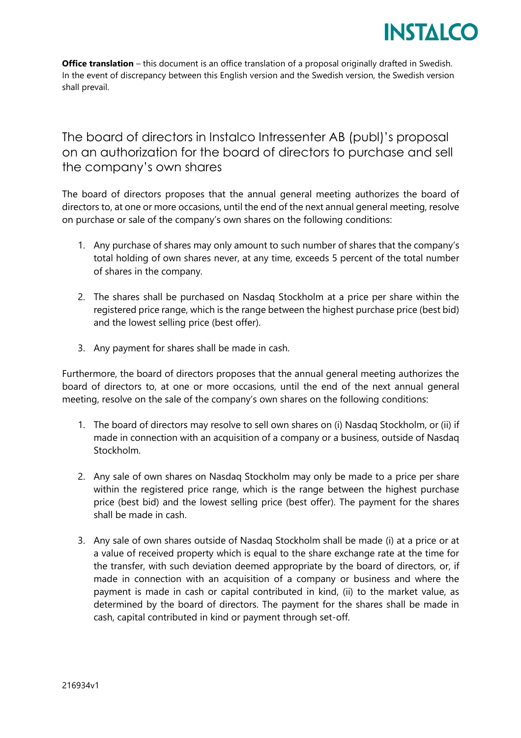**Office translation** – this document is an office translation of a proposal originally drafted in Swedish. In the event of discrepancy between this English version and the Swedish version, the Swedish version shall prevail.

# The board of directors in Instalco Intressenter AB (publ)'s proposal on an authorization for the board of directors to purchase and sell the company's own shares

The board of directors proposes that the annual general meeting authorizes the board of directors to, at one or more occasions, until the end of the next annual general meeting, resolve on purchase or sale of the company's own shares on the following conditions:

1. Any purchase of shares may only amount to such number of shares that the company's total holding of own shares never, at any time, exceeds 5 percent of the total number of shares in the company.

2. The shares shall be purchased on Nasdaq Stockholm at a price per share within the registered price range, which is the range between the highest purchase price (best bid) and the lowest selling price (best offer).

3. Any payment for shares shall be made in cash.

Furthermore, the board of directors proposes that the annual general meeting authorizes the board of directors to, at one or more occasions, until the end of the next annual general meeting, resolve on the sale of the company's own shares on the following conditions:

1. The board of directors may resolve to sell own shares on (i) Nasdaq Stockholm, or (ii) if made in connection with an acquisition of a company or a business, outside of Nasdaq Stockholm.

2. Any sale of own shares on Nasdaq Stockholm may only be made to a price per share within the registered price range, which is the range between the highest purchase price (best bid) and the lowest selling price (best offer). The payment for the shares shall be made in cash.

3. Any sale of own shares outside of Nasdaq Stockholm shall be made (i) at a price or at a value of received property which is equal to the share exchange rate at the time for the transfer, with such deviation deemed appropriate by the board of directors, or, if made in connection with an acquisition of a company or business and where the payment is made in cash or capital contributed in kind, (ii) to the market value, as determined by the board of directors. The payment for the shares shall be made in cash, capital contributed in kind or payment through set-off.

216934v1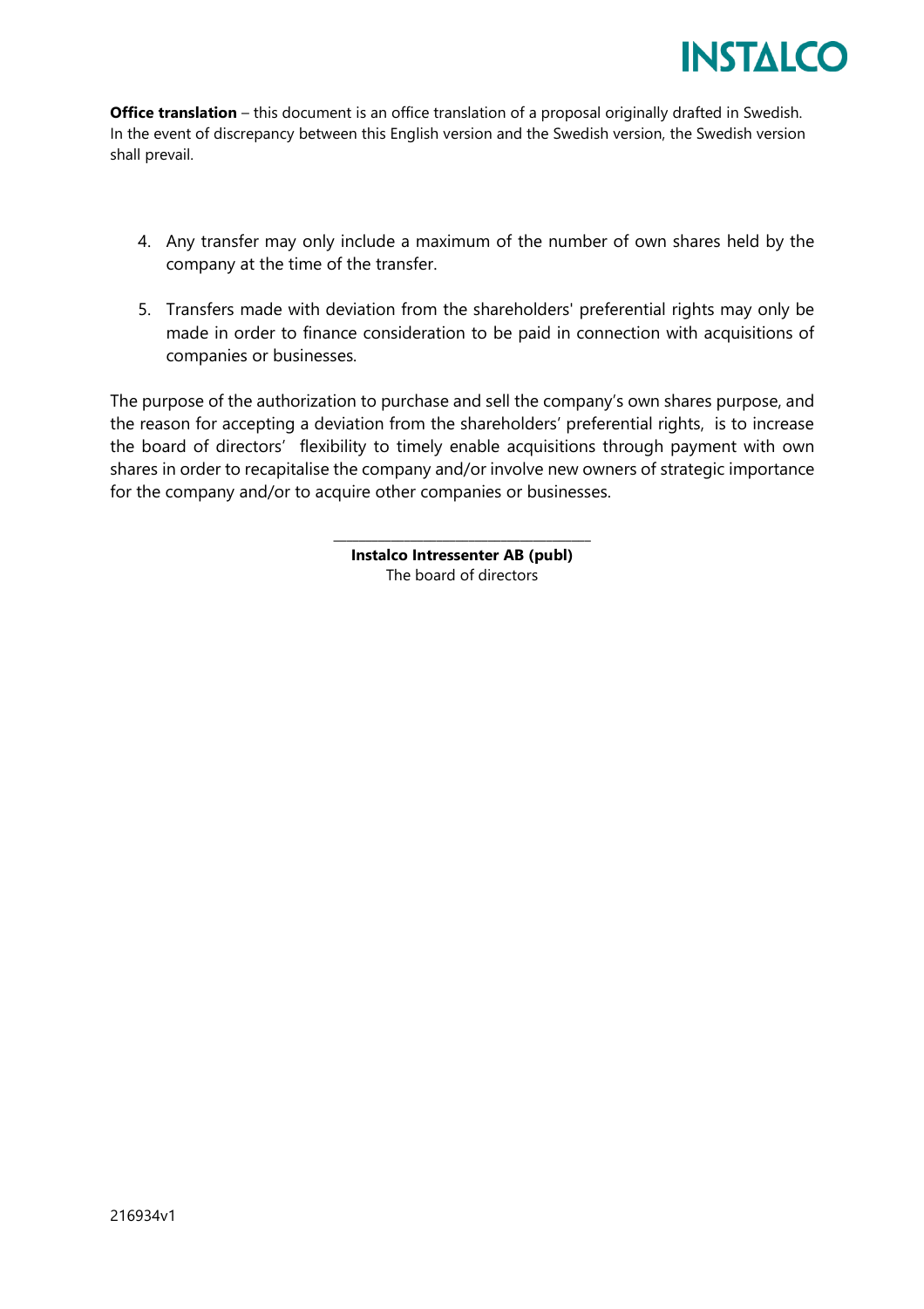**Office translation** – this document is an office translation of a proposal originally drafted in Swedish. In the event of discrepancy between this English version and the Swedish version, the Swedish version shall prevail.

4. Any transfer may only include a maximum of the number of own shares held by the company at the time of the transfer.

5. Transfers made with deviation from the shareholders' preferential rights may only be made in order to finance consideration to be paid in connection with acquisitions of companies or businesses.

The purpose of the authorization to purchase and sell the company's own shares purpose, and the reason for accepting a deviation from the shareholders' preferential rights, is to increase the board of directors' flexibility to timely enable acquisitions through payment with own shares in order to recapitalise the company and/or involve new owners of strategic importance for the company and/or to acquire other companies or businesses.

\_\_\_\_\_\_\_\_\_\_\_\_\_\_\_\_\_\_\_\_\_\_\_\_\_\_\_\_\_\_\_\_\_\_\_\_

**Instalco Intressenter AB (publ)**
The board of directors

216934v1